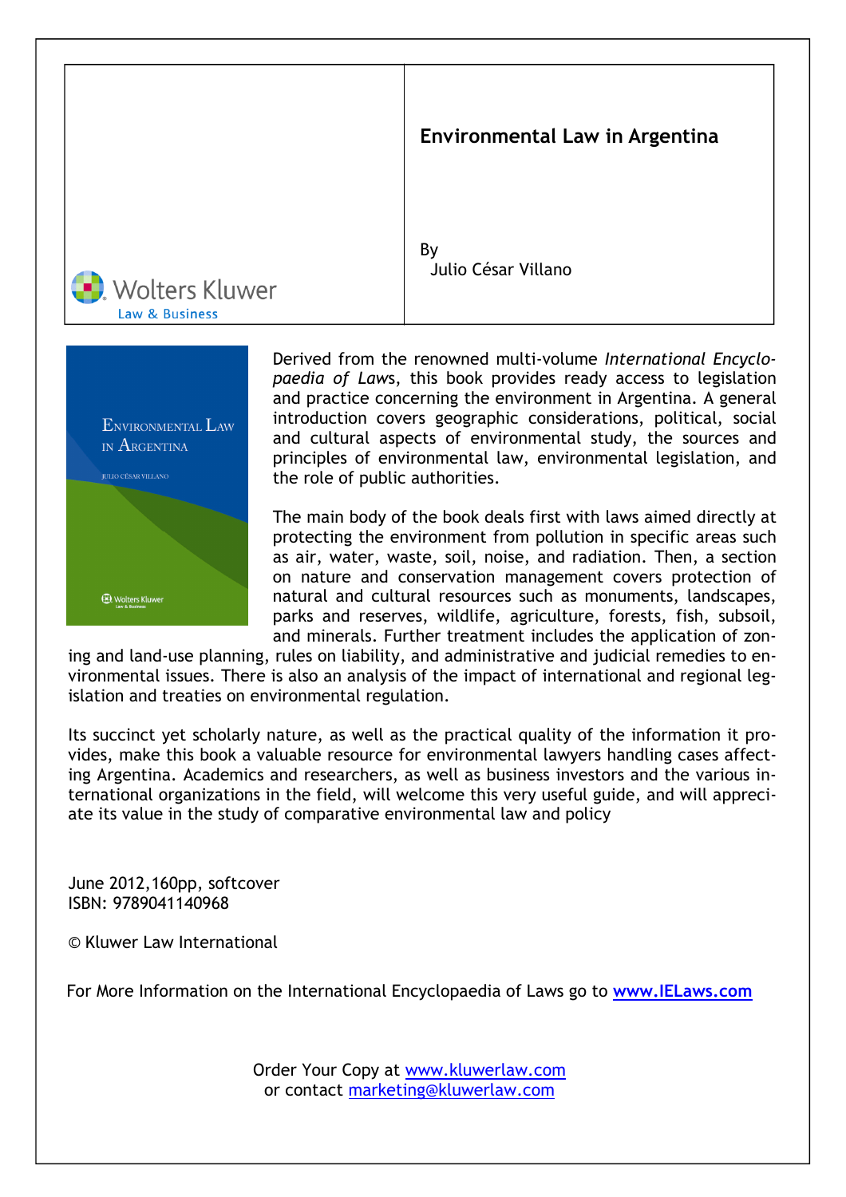Wolters Kluwer
Law & Business

# Environmental Law in Argentina

By
Julio César Villano

Derived from the renowned multi-volume *International Encyclopaedia of Laws*, this book provides ready access to legislation and practice concerning the environment in Argentina. A general introduction covers geographic considerations, political, social and cultural aspects of environmental study, the sources and principles of environmental law, environmental legislation, and the role of public authorities.

The main body of the book deals first with laws aimed directly at protecting the environment from pollution in specific areas such as air, water, waste, soil, noise, and radiation. Then, a section on nature and conservation management covers protection of natural and cultural resources such as monuments, landscapes, parks and reserves, wildlife, agriculture, forests, fish, subsoil, and minerals. Further treatment includes the application of zoning and land-use planning, rules on liability, and administrative and judicial remedies to environmental issues. There is also an analysis of the impact of international and regional legislation and treaties on environmental regulation.

Its succinct yet scholarly nature, as well as the practical quality of the information it provides, make this book a valuable resource for environmental lawyers handling cases affecting Argentina. Academics and researchers, as well as business investors and the various international organizations in the field, will welcome this very useful guide, and will appreciate its value in the study of comparative environmental law and policy

June 2012,160pp, softcover
ISBN: 9789041140968

© Kluwer Law International

For More Information on the International Encyclopaedia of Laws go to www.IELaws.com

Order Your Copy at www.kluwerlaw.com
or contact marketing@kluwerlaw.com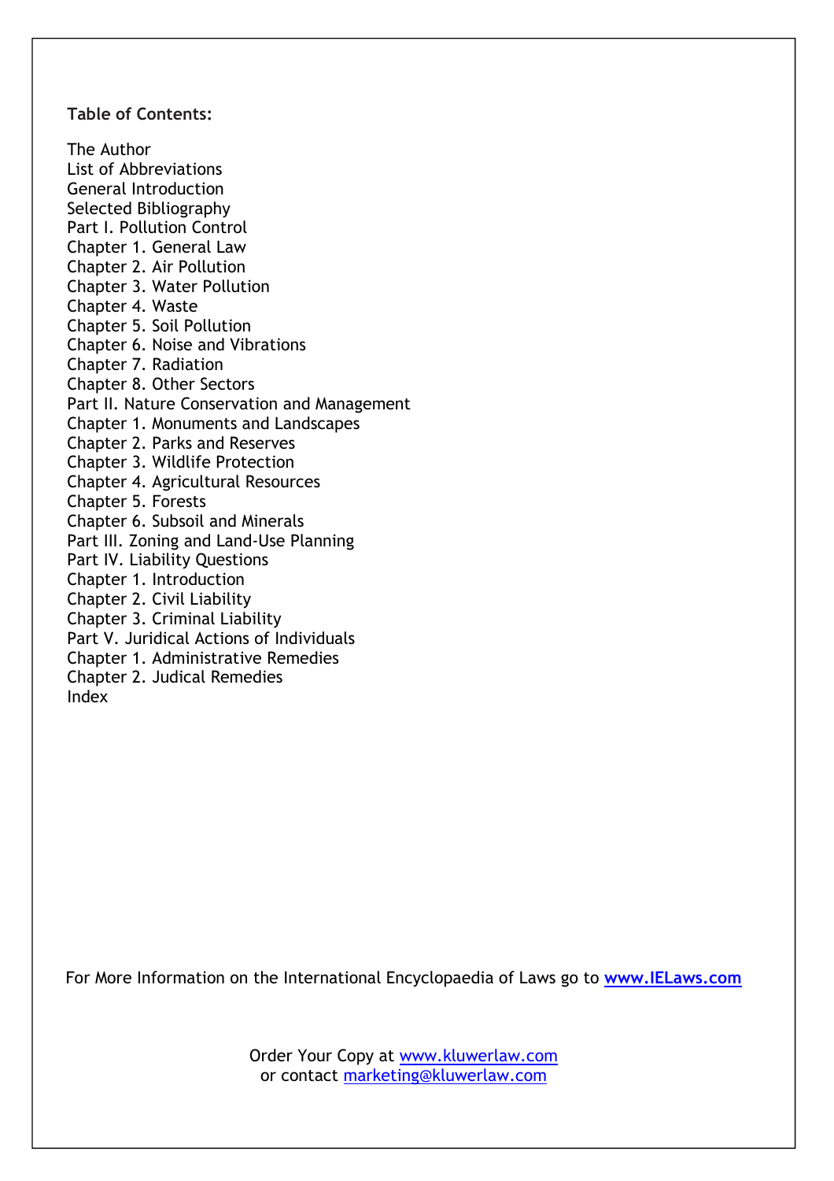**Table of Contents:**

The Author
List of Abbreviations
General Introduction
Selected Bibliography
Part I. Pollution Control
Chapter 1. General Law
Chapter 2. Air Pollution
Chapter 3. Water Pollution
Chapter 4. Waste
Chapter 5. Soil Pollution
Chapter 6. Noise and Vibrations
Chapter 7. Radiation
Chapter 8. Other Sectors
Part II. Nature Conservation and Management
Chapter 1. Monuments and Landscapes
Chapter 2. Parks and Reserves
Chapter 3. Wildlife Protection
Chapter 4. Agricultural Resources
Chapter 5. Forests
Chapter 6. Subsoil and Minerals
Part III. Zoning and Land-Use Planning
Part IV. Liability Questions
Chapter 1. Introduction
Chapter 2. Civil Liability
Chapter 3. Criminal Liability
Part V. Juridical Actions of Individuals
Chapter 1. Administrative Remedies
Chapter 2. Judical Remedies
Index

For More Information on the International Encyclopaedia of Laws go to [www.IELaws.com](http://www.IELaws.com)

Order Your Copy at [www.kluwerlaw.com](http://www.kluwerlaw.com)
or contact [marketing@kluwerlaw.com](mailto:marketing@kluwerlaw.com)